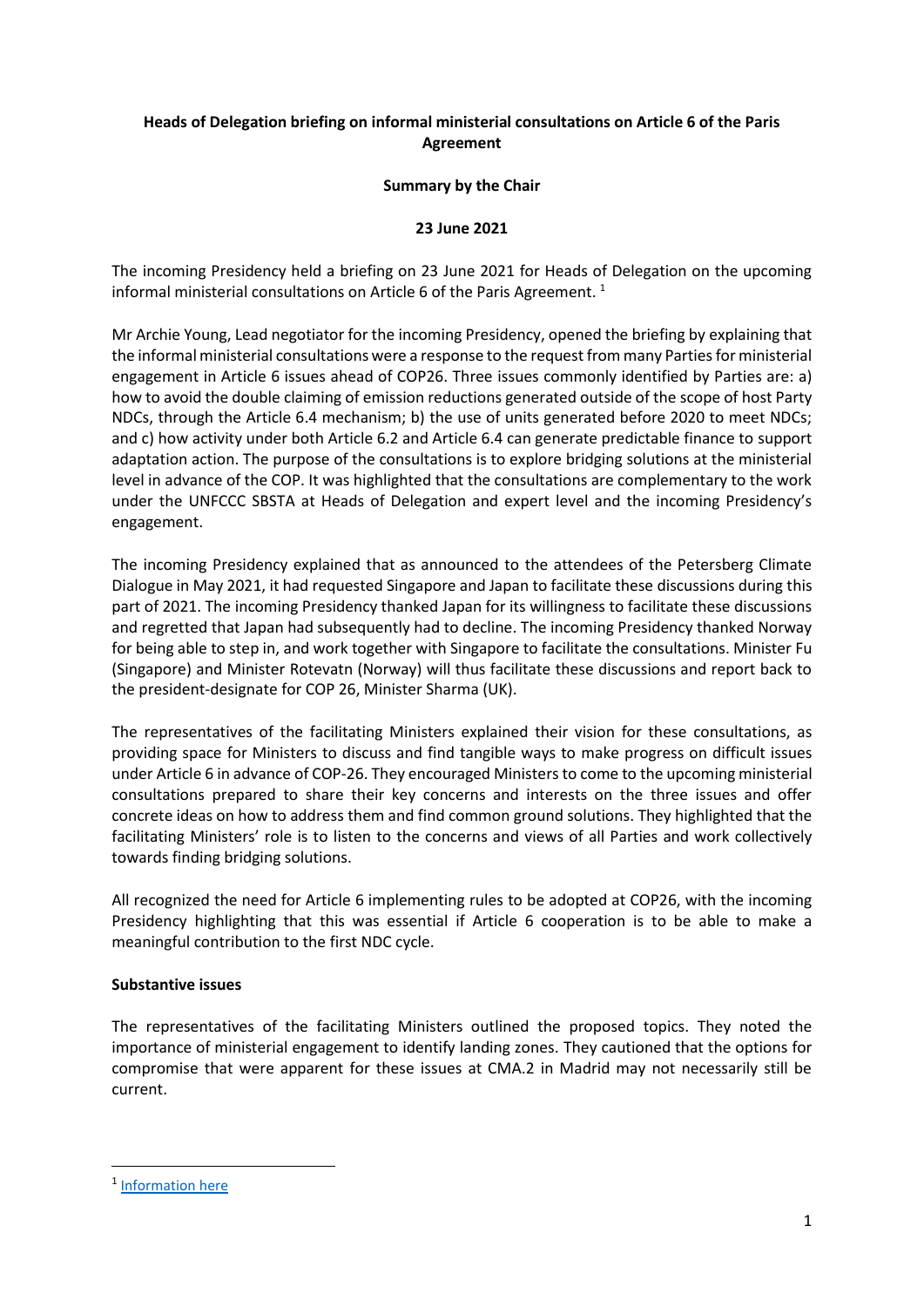**Heads of Delegation briefing on informal ministerial consultations on Article 6 of the Paris Agreement**

**Summary by the Chair**

**23 June 2021**

The incoming Presidency held a briefing on 23 June 2021 for Heads of Delegation on the upcoming informal ministerial consultations on Article 6 of the Paris Agreement. [1]

Mr Archie Young, Lead negotiator for the incoming Presidency, opened the briefing by explaining that the informal ministerial consultations were a response to the request from many Parties for ministerial engagement in Article 6 issues ahead of COP26. Three issues commonly identified by Parties are: a) how to avoid the double claiming of emission reductions generated outside of the scope of host Party NDCs, through the Article 6.4 mechanism; b) the use of units generated before 2020 to meet NDCs; and c) how activity under both Article 6.2 and Article 6.4 can generate predictable finance to support adaptation action. The purpose of the consultations is to explore bridging solutions at the ministerial level in advance of the COP. It was highlighted that the consultations are complementary to the work under the UNFCCC SBSTA at Heads of Delegation and expert level and the incoming Presidency's engagement.

The incoming Presidency explained that as announced to the attendees of the Petersberg Climate Dialogue in May 2021, it had requested Singapore and Japan to facilitate these discussions during this part of 2021. The incoming Presidency thanked Japan for its willingness to facilitate these discussions and regretted that Japan had subsequently had to decline. The incoming Presidency thanked Norway for being able to step in, and work together with Singapore to facilitate the consultations. Minister Fu (Singapore) and Minister Rotevatn (Norway) will thus facilitate these discussions and report back to the president-designate for COP 26, Minister Sharma (UK).

The representatives of the facilitating Ministers explained their vision for these consultations, as providing space for Ministers to discuss and find tangible ways to make progress on difficult issues under Article 6 in advance of COP-26. They encouraged Ministers to come to the upcoming ministerial consultations prepared to share their key concerns and interests on the three issues and offer concrete ideas on how to address them and find common ground solutions. They highlighted that the facilitating Ministers' role is to listen to the concerns and views of all Parties and work collectively towards finding bridging solutions.

All recognized the need for Article 6 implementing rules to be adopted at COP26, with the incoming Presidency highlighting that this was essential if Article 6 cooperation is to be able to make a meaningful contribution to the first NDC cycle.

**Substantive issues**

The representatives of the facilitating Ministers outlined the proposed topics. They noted the importance of ministerial engagement to identify landing zones. They cautioned that the options for compromise that were apparent for these issues at CMA.2 in Madrid may not necessarily still be current.

---

[1] [Information here]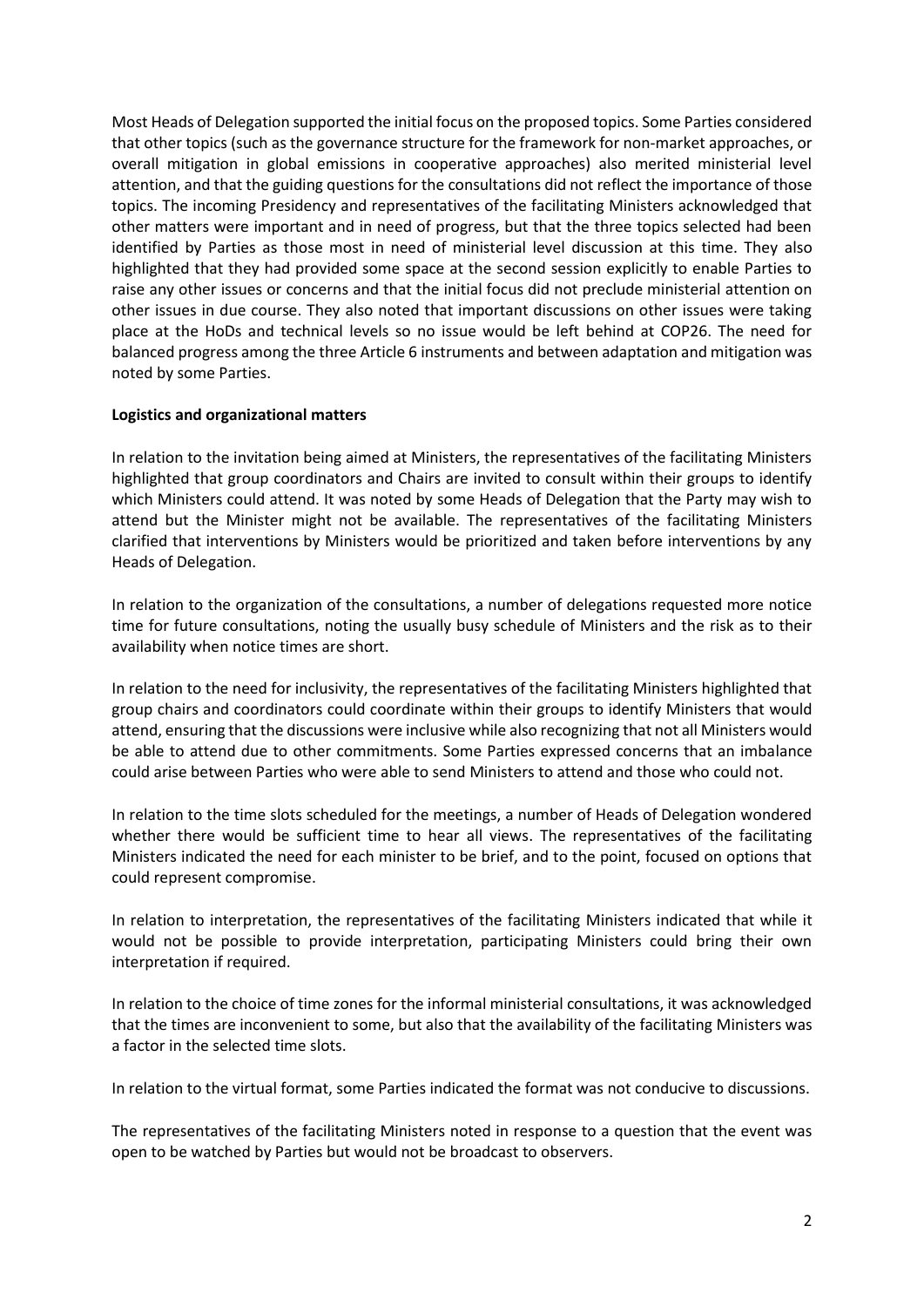Most Heads of Delegation supported the initial focus on the proposed topics. Some Parties considered that other topics (such as the governance structure for the framework for non-market approaches, or overall mitigation in global emissions in cooperative approaches) also merited ministerial level attention, and that the guiding questions for the consultations did not reflect the importance of those topics. The incoming Presidency and representatives of the facilitating Ministers acknowledged that other matters were important and in need of progress, but that the three topics selected had been identified by Parties as those most in need of ministerial level discussion at this time. They also highlighted that they had provided some space at the second session explicitly to enable Parties to raise any other issues or concerns and that the initial focus did not preclude ministerial attention on other issues in due course. They also noted that important discussions on other issues were taking place at the HoDs and technical levels so no issue would be left behind at COP26. The need for balanced progress among the three Article 6 instruments and between adaptation and mitigation was noted by some Parties.

**Logistics and organizational matters**

In relation to the invitation being aimed at Ministers, the representatives of the facilitating Ministers highlighted that group coordinators and Chairs are invited to consult within their groups to identify which Ministers could attend. It was noted by some Heads of Delegation that the Party may wish to attend but the Minister might not be available. The representatives of the facilitating Ministers clarified that interventions by Ministers would be prioritized and taken before interventions by any Heads of Delegation.

In relation to the organization of the consultations, a number of delegations requested more notice time for future consultations, noting the usually busy schedule of Ministers and the risk as to their availability when notice times are short.

In relation to the need for inclusivity, the representatives of the facilitating Ministers highlighted that group chairs and coordinators could coordinate within their groups to identify Ministers that would attend, ensuring that the discussions were inclusive while also recognizing that not all Ministers would be able to attend due to other commitments. Some Parties expressed concerns that an imbalance could arise between Parties who were able to send Ministers to attend and those who could not.

In relation to the time slots scheduled for the meetings, a number of Heads of Delegation wondered whether there would be sufficient time to hear all views. The representatives of the facilitating Ministers indicated the need for each minister to be brief, and to the point, focused on options that could represent compromise.

In relation to interpretation, the representatives of the facilitating Ministers indicated that while it would not be possible to provide interpretation, participating Ministers could bring their own interpretation if required.

In relation to the choice of time zones for the informal ministerial consultations, it was acknowledged that the times are inconvenient to some, but also that the availability of the facilitating Ministers was a factor in the selected time slots.

In relation to the virtual format, some Parties indicated the format was not conducive to discussions.

The representatives of the facilitating Ministers noted in response to a question that the event was open to be watched by Parties but would not be broadcast to observers.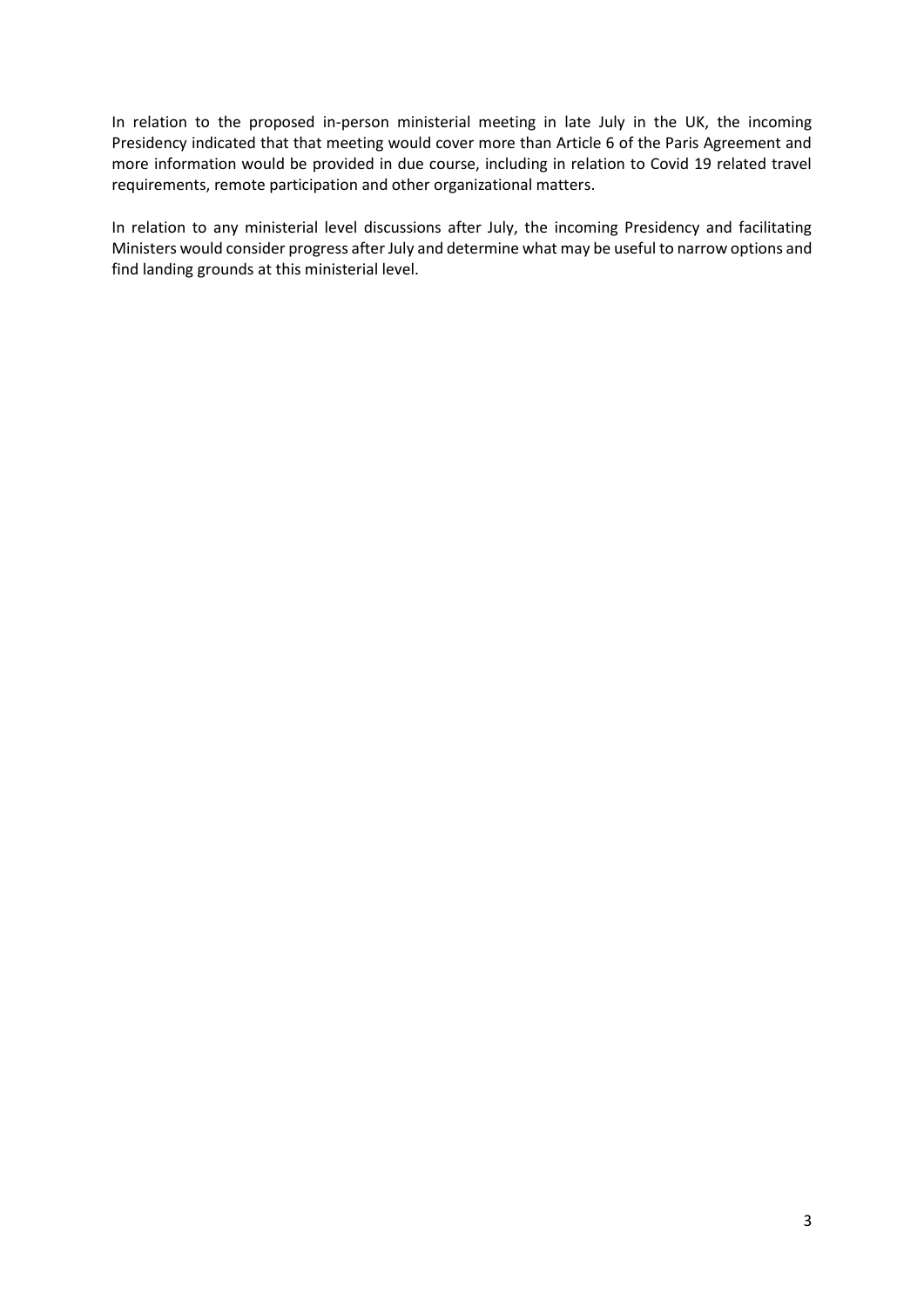In relation to the proposed in-person ministerial meeting in late July in the UK, the incoming Presidency indicated that that meeting would cover more than Article 6 of the Paris Agreement and more information would be provided in due course, including in relation to Covid 19 related travel requirements, remote participation and other organizational matters.

In relation to any ministerial level discussions after July, the incoming Presidency and facilitating Ministers would consider progress after July and determine what may be useful to narrow options and find landing grounds at this ministerial level.